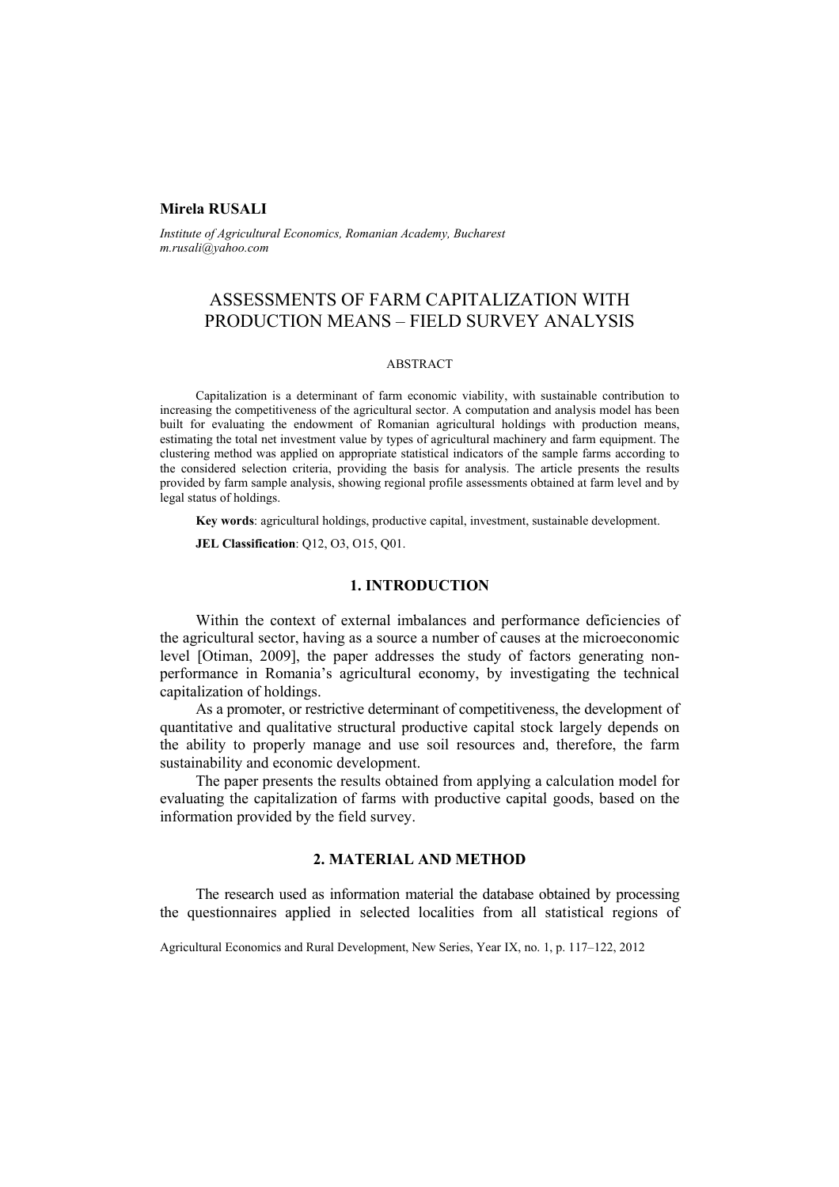**Mirela RUSALI**

*Institute of Agricultural Economics, Romanian Academy, Bucharest*
*m.rusali@yahoo.com*

# ASSESSMENTS OF FARM CAPITALIZATION WITH PRODUCTION MEANS – FIELD SURVEY ANALYSIS

ABSTRACT

Capitalization is a determinant of farm economic viability, with sustainable contribution to increasing the competitiveness of the agricultural sector. A computation and analysis model has been built for evaluating the endowment of Romanian agricultural holdings with production means, estimating the total net investment value by types of agricultural machinery and farm equipment. The clustering method was applied on appropriate statistical indicators of the sample farms according to the considered selection criteria, providing the basis for analysis. The article presents the results provided by farm sample analysis, showing regional profile assessments obtained at farm level and by legal status of holdings.

**Key words**: agricultural holdings, productive capital, investment, sustainable development.

**JEL Classification**: Q12, O3, O15, Q01.

## 1. INTRODUCTION

Within the context of external imbalances and performance deficiencies of the agricultural sector, having as a source a number of causes at the microeconomic level [Otiman, 2009], the paper addresses the study of factors generating non-performance in Romania's agricultural economy, by investigating the technical capitalization of holdings.

As a promoter, or restrictive determinant of competitiveness, the development of quantitative and qualitative structural productive capital stock largely depends on the ability to properly manage and use soil resources and, therefore, the farm sustainability and economic development.

The paper presents the results obtained from applying a calculation model for evaluating the capitalization of farms with productive capital goods, based on the information provided by the field survey.

## 2. MATERIAL AND METHOD

The research used as information material the database obtained by processing the questionnaires applied in selected localities from all statistical regions of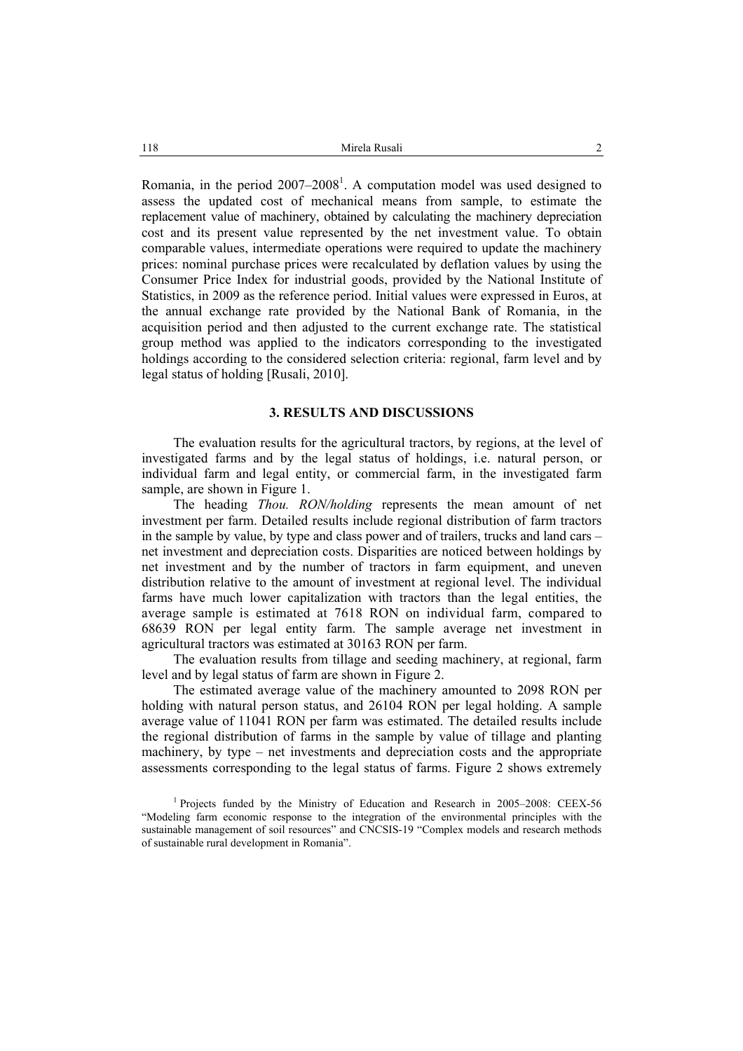Romania, in the period 2007–2008[1]. A computation model was used designed to assess the updated cost of mechanical means from sample, to estimate the replacement value of machinery, obtained by calculating the machinery depreciation cost and its present value represented by the net investment value. To obtain comparable values, intermediate operations were required to update the machinery prices: nominal purchase prices were recalculated by deflation values by using the Consumer Price Index for industrial goods, provided by the National Institute of Statistics, in 2009 as the reference period. Initial values were expressed in Euros, at the annual exchange rate provided by the National Bank of Romania, in the acquisition period and then adjusted to the current exchange rate. The statistical group method was applied to the indicators corresponding to the investigated holdings according to the considered selection criteria: regional, farm level and by legal status of holding [Rusali, 2010].

## 3. RESULTS AND DISCUSSIONS

The evaluation results for the agricultural tractors, by regions, at the level of investigated farms and by the legal status of holdings, i.e. natural person, or individual farm and legal entity, or commercial farm, in the investigated farm sample, are shown in Figure 1.

The heading *Thou. RON/holding* represents the mean amount of net investment per farm. Detailed results include regional distribution of farm tractors in the sample by value, by type and class power and of trailers, trucks and land cars – net investment and depreciation costs. Disparities are noticed between holdings by net investment and by the number of tractors in farm equipment, and uneven distribution relative to the amount of investment at regional level. The individual farms have much lower capitalization with tractors than the legal entities, the average sample is estimated at 7618 RON on individual farm, compared to 68639 RON per legal entity farm. The sample average net investment in agricultural tractors was estimated at 30163 RON per farm.

The evaluation results from tillage and seeding machinery, at regional, farm level and by legal status of farm are shown in Figure 2.

The estimated average value of the machinery amounted to 2098 RON per holding with natural person status, and 26104 RON per legal holding. A sample average value of 11041 RON per farm was estimated. The detailed results include the regional distribution of farms in the sample by value of tillage and planting machinery, by type – net investments and depreciation costs and the appropriate assessments corresponding to the legal status of farms. Figure 2 shows extremely

[1] Projects funded by the Ministry of Education and Research in 2005–2008: CEEX-56 "Modeling farm economic response to the integration of the environmental principles with the sustainable management of soil resources" and CNCSIS-19 "Complex models and research methods of sustainable rural development in Romania".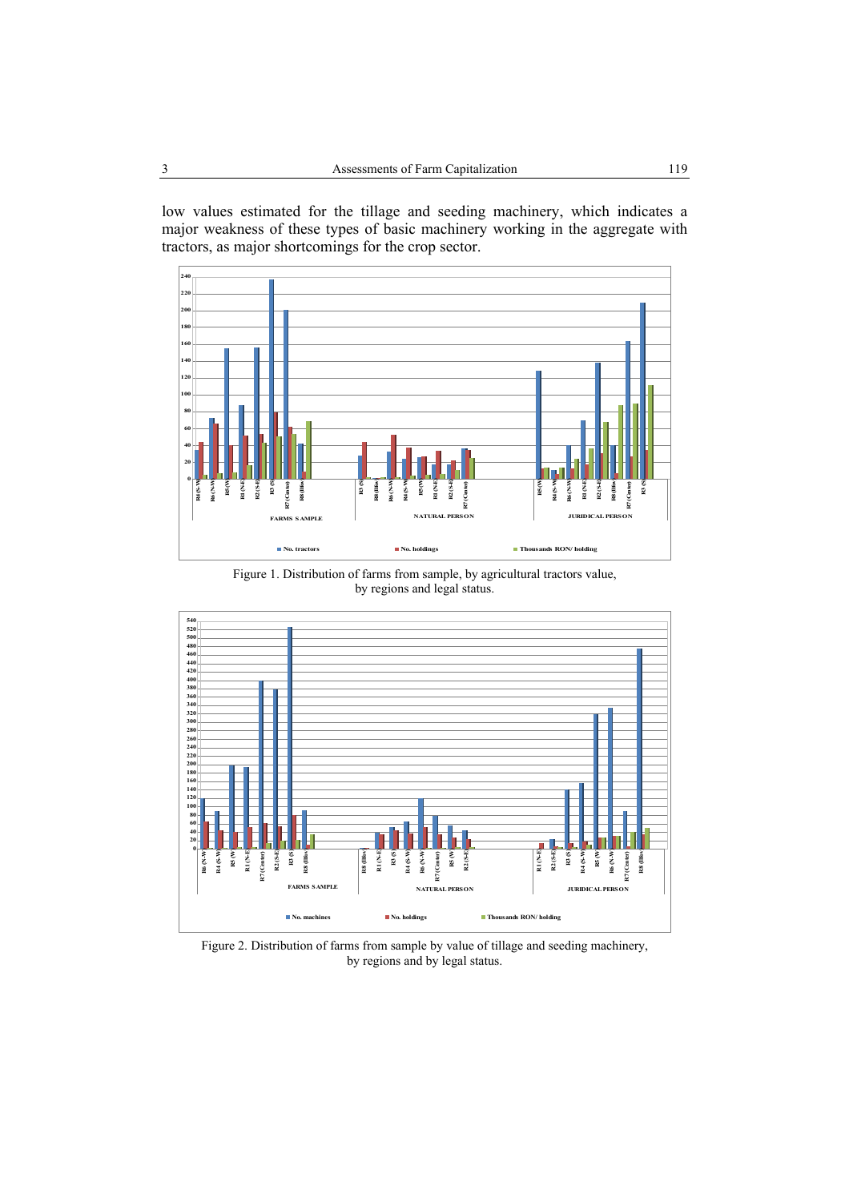low values estimated for the tillage and seeding machinery, which indicates a major weakness of these types of basic machinery working in the aggregate with tractors, as major shortcomings for the crop sector.

Figure 1. Distribution of farms from sample, by agricultural tractors value, by regions and legal status.

Figure 2. Distribution of farms from sample by value of tillage and seeding machinery, by regions and by legal status.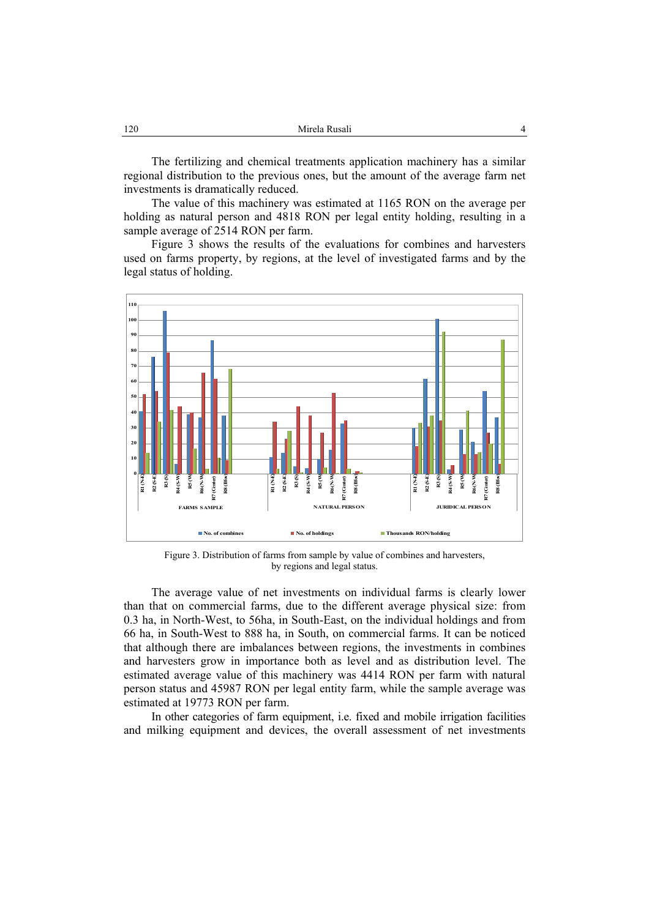The fertilizing and chemical treatments application machinery has a similar regional distribution to the previous ones, but the amount of the average farm net investments is dramatically reduced.

The value of this machinery was estimated at 1165 RON on the average per holding as natural person and 4818 RON per legal entity holding, resulting in a sample average of 2514 RON per farm.

Figure 3 shows the results of the evaluations for combines and harvesters used on farms property, by regions, at the level of investigated farms and by the legal status of holding.

Figure 3. Distribution of farms from sample by value of combines and harvesters, by regions and legal status.

The average value of net investments on individual farms is clearly lower than that on commercial farms, due to the different average physical size: from 0.3 ha, in North-West, to 56ha, in South-East, on the individual holdings and from 66 ha, in South-West to 888 ha, in South, on commercial farms. It can be noticed that although there are imbalances between regions, the investments in combines and harvesters grow in importance both as level and as distribution level. The estimated average value of this machinery was 4414 RON per farm with natural person status and 45987 RON per legal entity farm, while the sample average was estimated at 19773 RON per farm.

In other categories of farm equipment, i.e. fixed and mobile irrigation facilities and milking equipment and devices, the overall assessment of net investments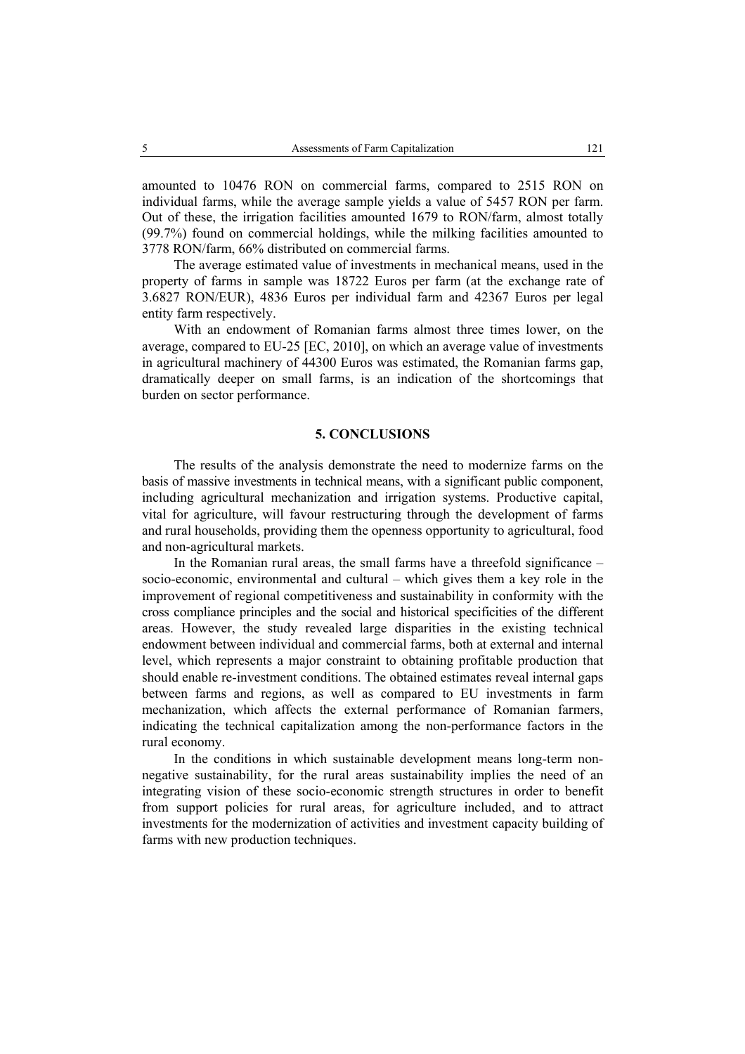amounted to 10476 RON on commercial farms, compared to 2515 RON on individual farms, while the average sample yields a value of 5457 RON per farm. Out of these, the irrigation facilities amounted 1679 to RON/farm, almost totally (99.7%) found on commercial holdings, while the milking facilities amounted to 3778 RON/farm, 66% distributed on commercial farms.

The average estimated value of investments in mechanical means, used in the property of farms in sample was 18722 Euros per farm (at the exchange rate of 3.6827 RON/EUR), 4836 Euros per individual farm and 42367 Euros per legal entity farm respectively.

With an endowment of Romanian farms almost three times lower, on the average, compared to EU-25 [EC, 2010], on which an average value of investments in agricultural machinery of 44300 Euros was estimated, the Romanian farms gap, dramatically deeper on small farms, is an indication of the shortcomings that burden on sector performance.

## 5. CONCLUSIONS

The results of the analysis demonstrate the need to modernize farms on the basis of massive investments in technical means, with a significant public component, including agricultural mechanization and irrigation systems. Productive capital, vital for agriculture, will favour restructuring through the development of farms and rural households, providing them the openness opportunity to agricultural, food and non-agricultural markets.

In the Romanian rural areas, the small farms have a threefold significance – socio-economic, environmental and cultural – which gives them a key role in the improvement of regional competitiveness and sustainability in conformity with the cross compliance principles and the social and historical specificities of the different areas. However, the study revealed large disparities in the existing technical endowment between individual and commercial farms, both at external and internal level, which represents a major constraint to obtaining profitable production that should enable re-investment conditions. The obtained estimates reveal internal gaps between farms and regions, as well as compared to EU investments in farm mechanization, which affects the external performance of Romanian farmers, indicating the technical capitalization among the non-performance factors in the rural economy.

In the conditions in which sustainable development means long-term non-negative sustainability, for the rural areas sustainability implies the need of an integrating vision of these socio-economic strength structures in order to benefit from support policies for rural areas, for agriculture included, and to attract investments for the modernization of activities and investment capacity building of farms with new production techniques.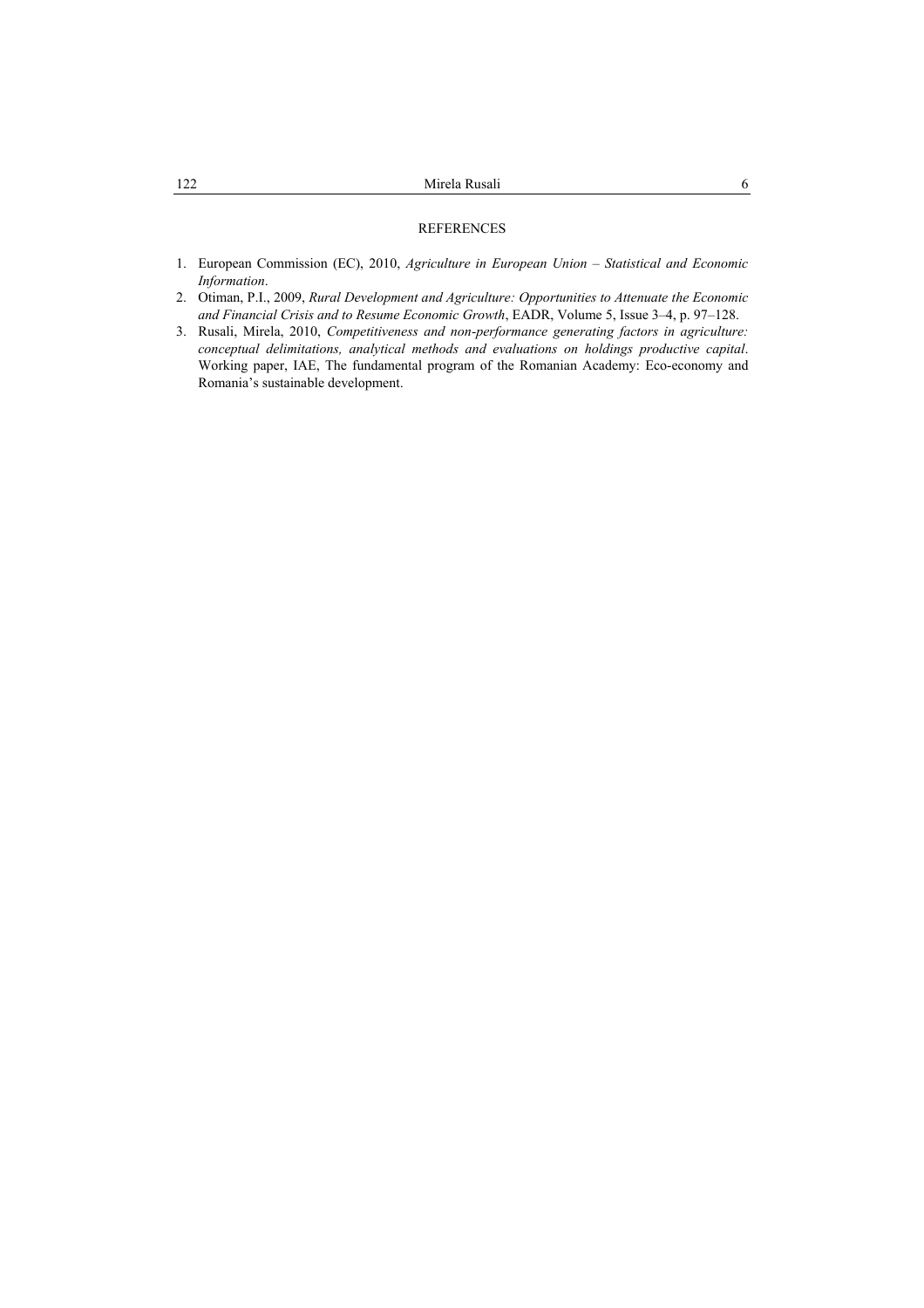## REFERENCES

1. European Commission (EC), 2010, *Agriculture in European Union – Statistical and Economic Information*.
2. Otiman, P.I., 2009, *Rural Development and Agriculture: Opportunities to Attenuate the Economic and Financial Crisis and to Resume Economic Growth*, EADR, Volume 5, Issue 3–4, p. 97–128.
3. Rusali, Mirela, 2010, *Competitiveness and non-performance generating factors in agriculture: conceptual delimitations, analytical methods and evaluations on holdings productive capital*. Working paper, IAE, The fundamental program of the Romanian Academy: Eco-economy and Romania's sustainable development.